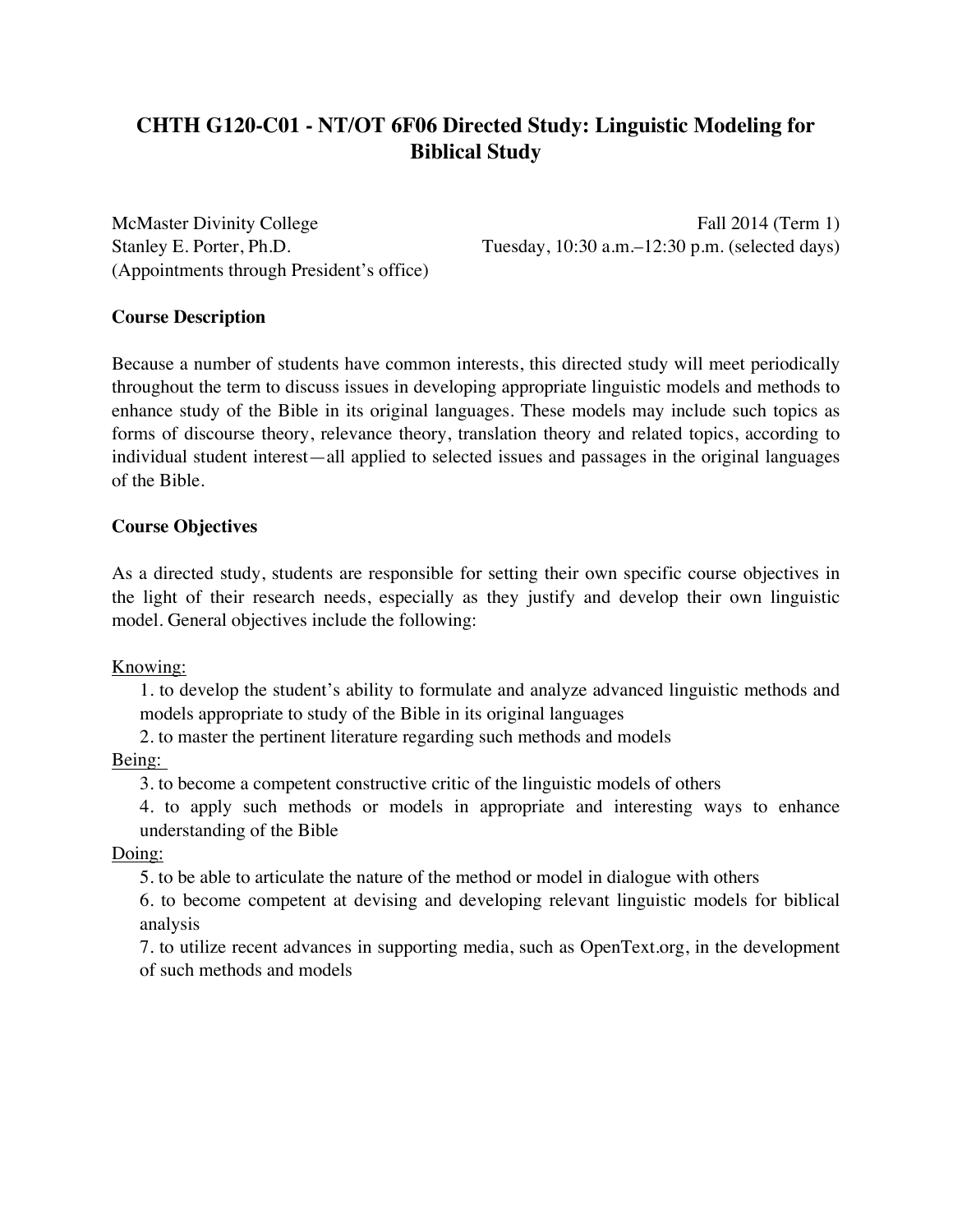# CHTH G120-C01 - NT/OT 6F06 Directed Study: Linguistic Modeling for Biblical Study

McMaster Divinity College
Stanley E. Porter, Ph.D.
(Appointments through President's office)

Fall 2014 (Term 1)
Tuesday, 10:30 a.m.–12:30 p.m. (selected days)

## Course Description

Because a number of students have common interests, this directed study will meet periodically throughout the term to discuss issues in developing appropriate linguistic models and methods to enhance study of the Bible in its original languages. These models may include such topics as forms of discourse theory, relevance theory, translation theory and related topics, according to individual student interest—all applied to selected issues and passages in the original languages of the Bible.

## Course Objectives

As a directed study, students are responsible for setting their own specific course objectives in the light of their research needs, especially as they justify and develop their own linguistic model. General objectives include the following:

Knowing:

1. to develop the student's ability to formulate and analyze advanced linguistic methods and models appropriate to study of the Bible in its original languages
2. to master the pertinent literature regarding such methods and models

Being:

3. to become a competent constructive critic of the linguistic models of others
4. to apply such methods or models in appropriate and interesting ways to enhance understanding of the Bible

Doing:

5. to be able to articulate the nature of the method or model in dialogue with others
6. to become competent at devising and developing relevant linguistic models for biblical analysis
7. to utilize recent advances in supporting media, such as OpenText.org, in the development of such methods and models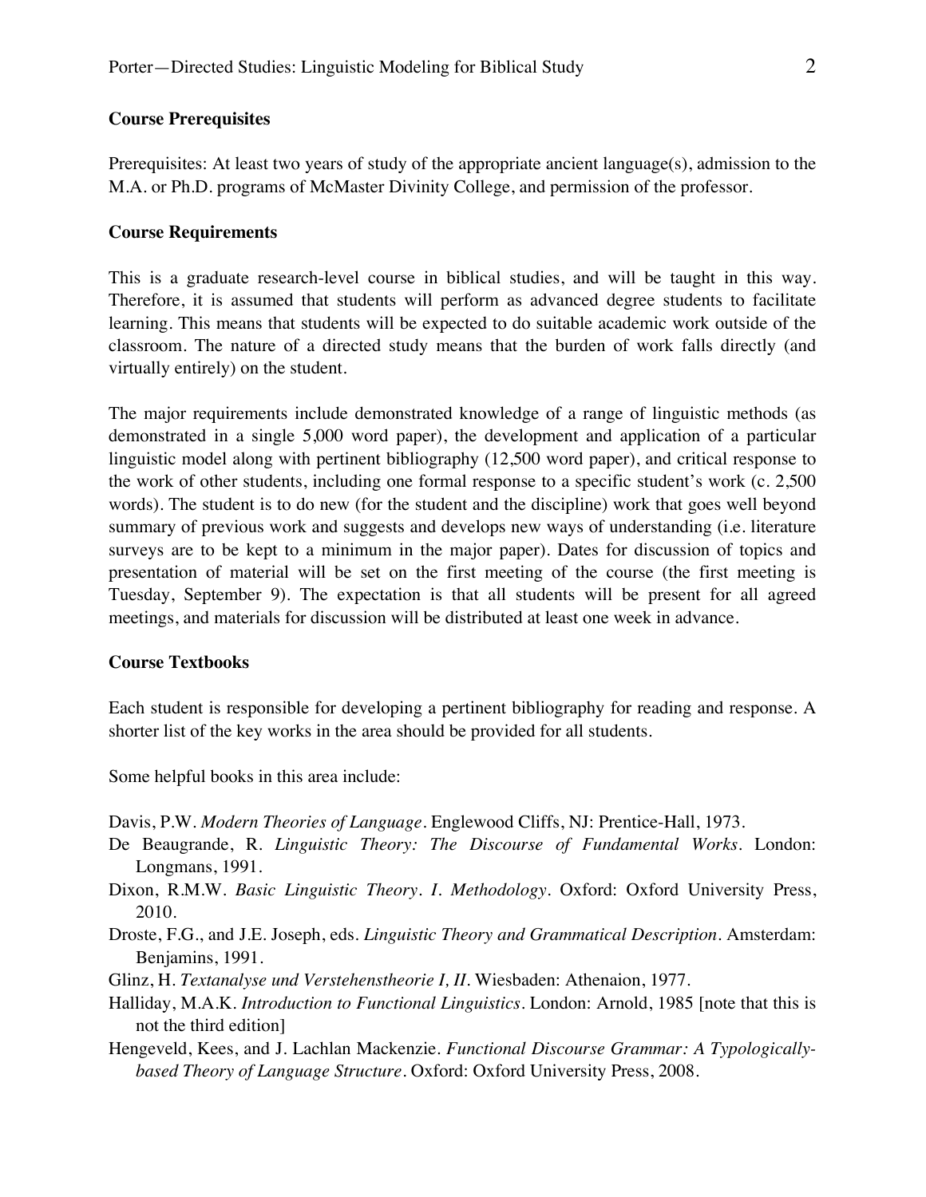**Course Prerequisites**

Prerequisites: At least two years of study of the appropriate ancient language(s), admission to the M.A. or Ph.D. programs of McMaster Divinity College, and permission of the professor.

**Course Requirements**

This is a graduate research-level course in biblical studies, and will be taught in this way. Therefore, it is assumed that students will perform as advanced degree students to facilitate learning. This means that students will be expected to do suitable academic work outside of the classroom. The nature of a directed study means that the burden of work falls directly (and virtually entirely) on the student.

The major requirements include demonstrated knowledge of a range of linguistic methods (as demonstrated in a single 5,000 word paper), the development and application of a particular linguistic model along with pertinent bibliography (12,500 word paper), and critical response to the work of other students, including one formal response to a specific student's work (c. 2,500 words). The student is to do new (for the student and the discipline) work that goes well beyond summary of previous work and suggests and develops new ways of understanding (i.e. literature surveys are to be kept to a minimum in the major paper). Dates for discussion of topics and presentation of material will be set on the first meeting of the course (the first meeting is Tuesday, September 9). The expectation is that all students will be present for all agreed meetings, and materials for discussion will be distributed at least one week in advance.

**Course Textbooks**

Each student is responsible for developing a pertinent bibliography for reading and response. A shorter list of the key works in the area should be provided for all students.

Some helpful books in this area include:

Davis, P.W. *Modern Theories of Language*. Englewood Cliffs, NJ: Prentice-Hall, 1973.

De Beaugrande, R. *Linguistic Theory: The Discourse of Fundamental Works*. London: Longmans, 1991.

Dixon, R.M.W. *Basic Linguistic Theory. 1. Methodology*. Oxford: Oxford University Press, 2010.

Droste, F.G., and J.E. Joseph, eds. *Linguistic Theory and Grammatical Description*. Amsterdam: Benjamins, 1991.

Glinz, H. *Textanalyse und Verstehenstheorie I, II*. Wiesbaden: Athenaion, 1977.

Halliday, M.A.K. *Introduction to Functional Linguistics*. London: Arnold, 1985 [note that this is not the third edition]

Hengeveld, Kees, and J. Lachlan Mackenzie. *Functional Discourse Grammar: A Typologically-based Theory of Language Structure*. Oxford: Oxford University Press, 2008.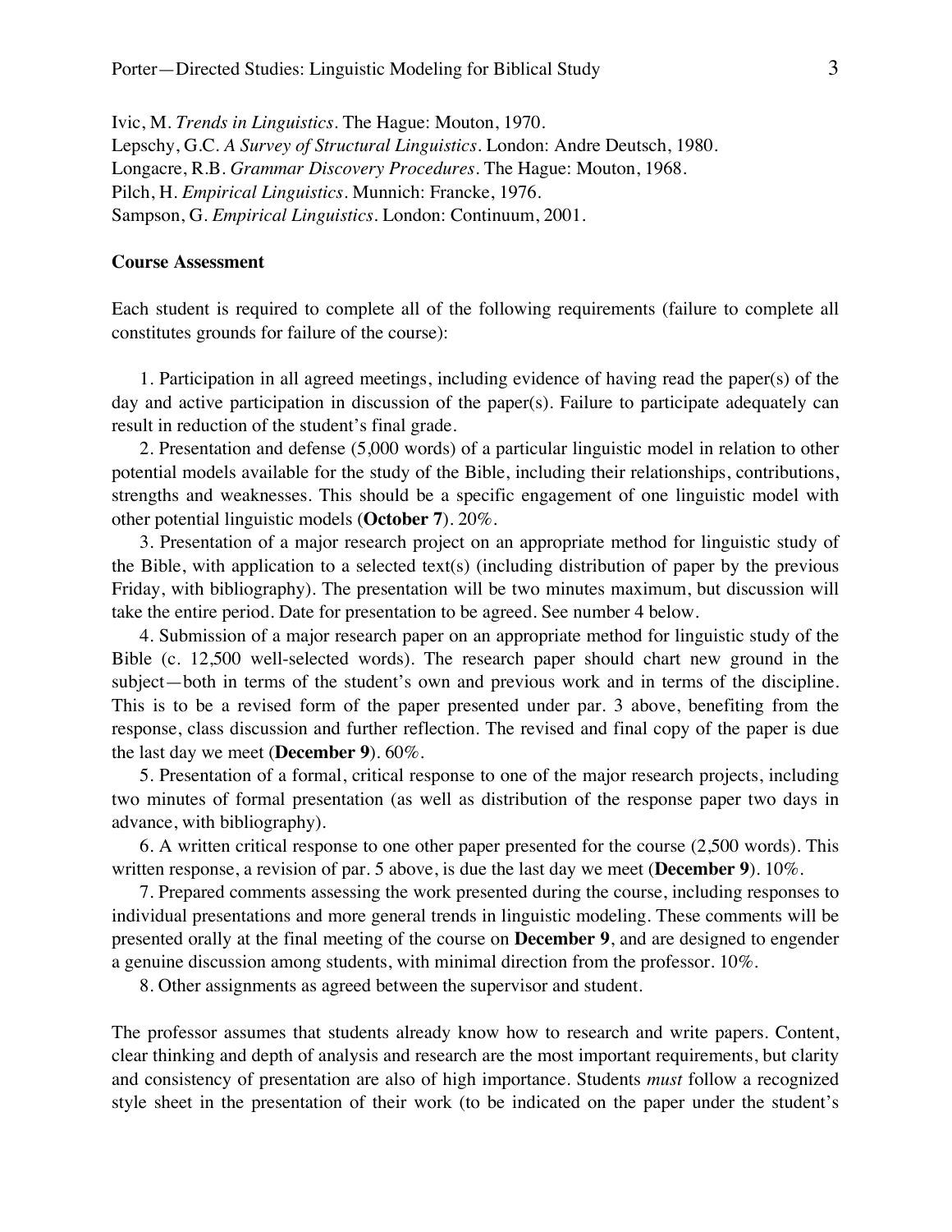Ivic, M. *Trends in Linguistics*. The Hague: Mouton, 1970.
Lepschy, G.C. *A Survey of Structural Linguistics*. London: Andre Deutsch, 1980.
Longacre, R.B. *Grammar Discovery Procedures*. The Hague: Mouton, 1968.
Pilch, H. *Empirical Linguistics*. Munnich: Francke, 1976.
Sampson, G. *Empirical Linguistics*. London: Continuum, 2001.

**Course Assessment**

Each student is required to complete all of the following requirements (failure to complete all constitutes grounds for failure of the course):

1. Participation in all agreed meetings, including evidence of having read the paper(s) of the day and active participation in discussion of the paper(s). Failure to participate adequately can result in reduction of the student's final grade.

2. Presentation and defense (5,000 words) of a particular linguistic model in relation to other potential models available for the study of the Bible, including their relationships, contributions, strengths and weaknesses. This should be a specific engagement of one linguistic model with other potential linguistic models (**October 7**). 20%.

3. Presentation of a major research project on an appropriate method for linguistic study of the Bible, with application to a selected text(s) (including distribution of paper by the previous Friday, with bibliography). The presentation will be two minutes maximum, but discussion will take the entire period. Date for presentation to be agreed. See number 4 below.

4. Submission of a major research paper on an appropriate method for linguistic study of the Bible (c. 12,500 well-selected words). The research paper should chart new ground in the subject—both in terms of the student's own and previous work and in terms of the discipline. This is to be a revised form of the paper presented under par. 3 above, benefiting from the response, class discussion and further reflection. The revised and final copy of the paper is due the last day we meet (**December 9**). 60%.

5. Presentation of a formal, critical response to one of the major research projects, including two minutes of formal presentation (as well as distribution of the response paper two days in advance, with bibliography).

6. A written critical response to one other paper presented for the course (2,500 words). This written response, a revision of par. 5 above, is due the last day we meet (**December 9**). 10%.

7. Prepared comments assessing the work presented during the course, including responses to individual presentations and more general trends in linguistic modeling. These comments will be presented orally at the final meeting of the course on **December 9**, and are designed to engender a genuine discussion among students, with minimal direction from the professor. 10%.

8. Other assignments as agreed between the supervisor and student.

The professor assumes that students already know how to research and write papers. Content, clear thinking and depth of analysis and research are the most important requirements, but clarity and consistency of presentation are also of high importance. Students *must* follow a recognized style sheet in the presentation of their work (to be indicated on the paper under the student's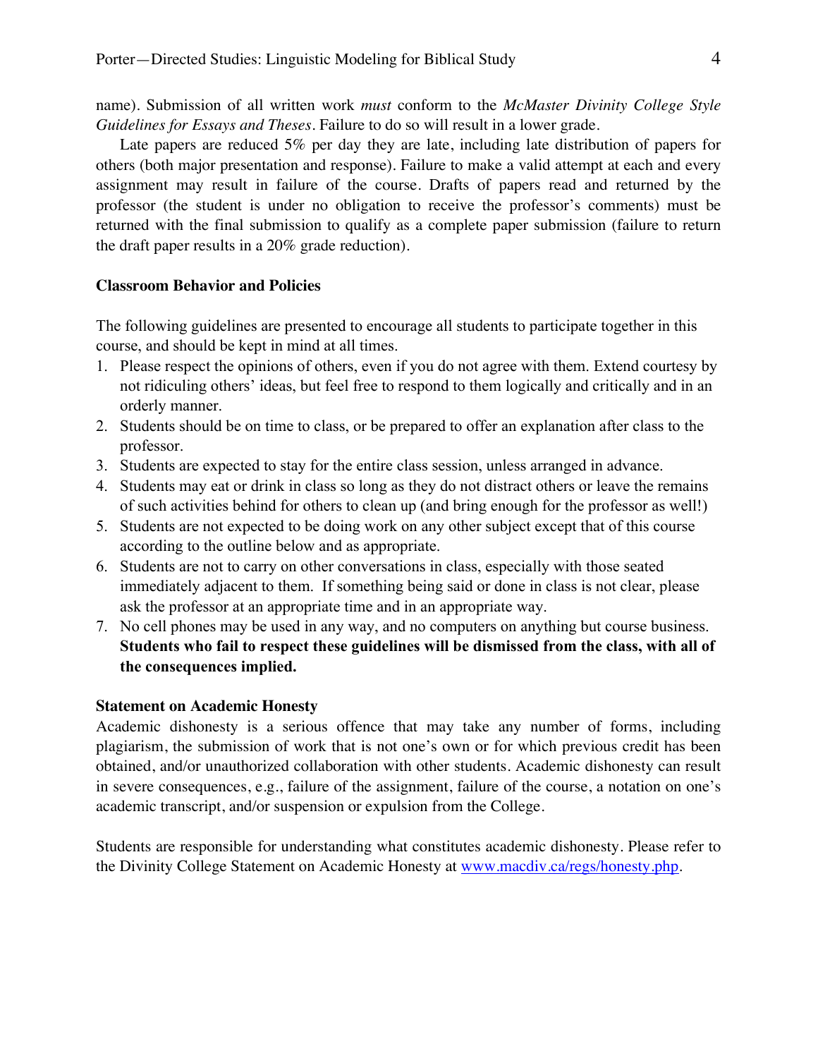name). Submission of all written work *must* conform to the *McMaster Divinity College Style Guidelines for Essays and Theses*. Failure to do so will result in a lower grade.

Late papers are reduced 5% per day they are late, including late distribution of papers for others (both major presentation and response). Failure to make a valid attempt at each and every assignment may result in failure of the course. Drafts of papers read and returned by the professor (the student is under no obligation to receive the professor's comments) must be returned with the final submission to qualify as a complete paper submission (failure to return the draft paper results in a 20% grade reduction).

### Classroom Behavior and Policies

The following guidelines are presented to encourage all students to participate together in this course, and should be kept in mind at all times.

1. Please respect the opinions of others, even if you do not agree with them. Extend courtesy by not ridiculing others' ideas, but feel free to respond to them logically and critically and in an orderly manner.
2. Students should be on time to class, or be prepared to offer an explanation after class to the professor.
3. Students are expected to stay for the entire class session, unless arranged in advance.
4. Students may eat or drink in class so long as they do not distract others or leave the remains of such activities behind for others to clean up (and bring enough for the professor as well!)
5. Students are not expected to be doing work on any other subject except that of this course according to the outline below and as appropriate.
6. Students are not to carry on other conversations in class, especially with those seated immediately adjacent to them. If something being said or done in class is not clear, please ask the professor at an appropriate time and in an appropriate way.
7. No cell phones may be used in any way, and no computers on anything but course business. **Students who fail to respect these guidelines will be dismissed from the class, with all of the consequences implied.**

### Statement on Academic Honesty

Academic dishonesty is a serious offence that may take any number of forms, including plagiarism, the submission of work that is not one's own or for which previous credit has been obtained, and/or unauthorized collaboration with other students. Academic dishonesty can result in severe consequences, e.g., failure of the assignment, failure of the course, a notation on one's academic transcript, and/or suspension or expulsion from the College.

Students are responsible for understanding what constitutes academic dishonesty. Please refer to the Divinity College Statement on Academic Honesty at [www.macdiv.ca/regs/honesty.php](www.macdiv.ca/regs/honesty.php).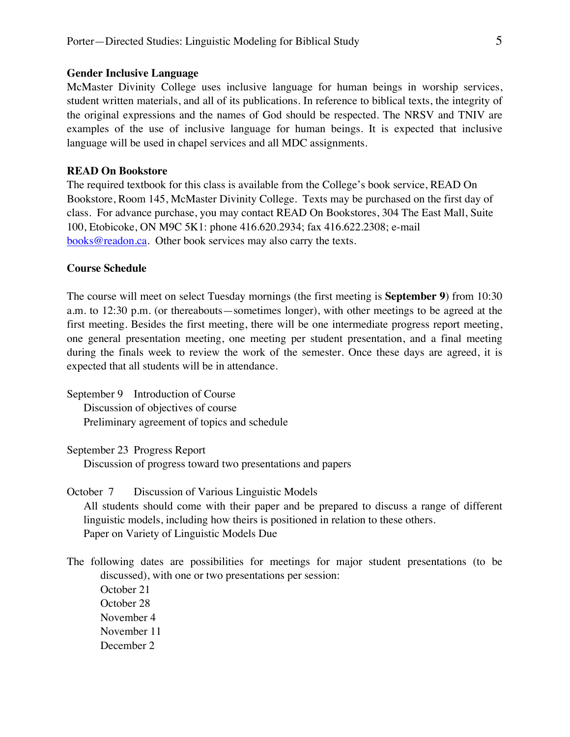### Gender Inclusive Language

McMaster Divinity College uses inclusive language for human beings in worship services, student written materials, and all of its publications. In reference to biblical texts, the integrity of the original expressions and the names of God should be respected. The NRSV and TNIV are examples of the use of inclusive language for human beings. It is expected that inclusive language will be used in chapel services and all MDC assignments.

### READ On Bookstore

The required textbook for this class is available from the College's book service, READ On Bookstore, Room 145, McMaster Divinity College. Texts may be purchased on the first day of class. For advance purchase, you may contact READ On Bookstores, 304 The East Mall, Suite 100, Etobicoke, ON M9C 5K1: phone 416.620.2934; fax 416.622.2308; e-mail books@readon.ca. Other book services may also carry the texts.

### Course Schedule

The course will meet on select Tuesday mornings (the first meeting is **September 9**) from 10:30 a.m. to 12:30 p.m. (or thereabouts—sometimes longer), with other meetings to be agreed at the first meeting. Besides the first meeting, there will be one intermediate progress report meeting, one general presentation meeting, one meeting per student presentation, and a final meeting during the finals week to review the work of the semester. Once these days are agreed, it is expected that all students will be in attendance.

September 9 Introduction of Course
- Discussion of objectives of course
- Preliminary agreement of topics and schedule

September 23 Progress Report
- Discussion of progress toward two presentations and papers

October 7 Discussion of Various Linguistic Models
- All students should come with their paper and be prepared to discuss a range of different linguistic models, including how theirs is positioned in relation to these others.
- Paper on Variety of Linguistic Models Due

The following dates are possibilities for meetings for major student presentations (to be discussed), with one or two presentations per session:
- October 21
- October 28
- November 4
- November 11
- December 2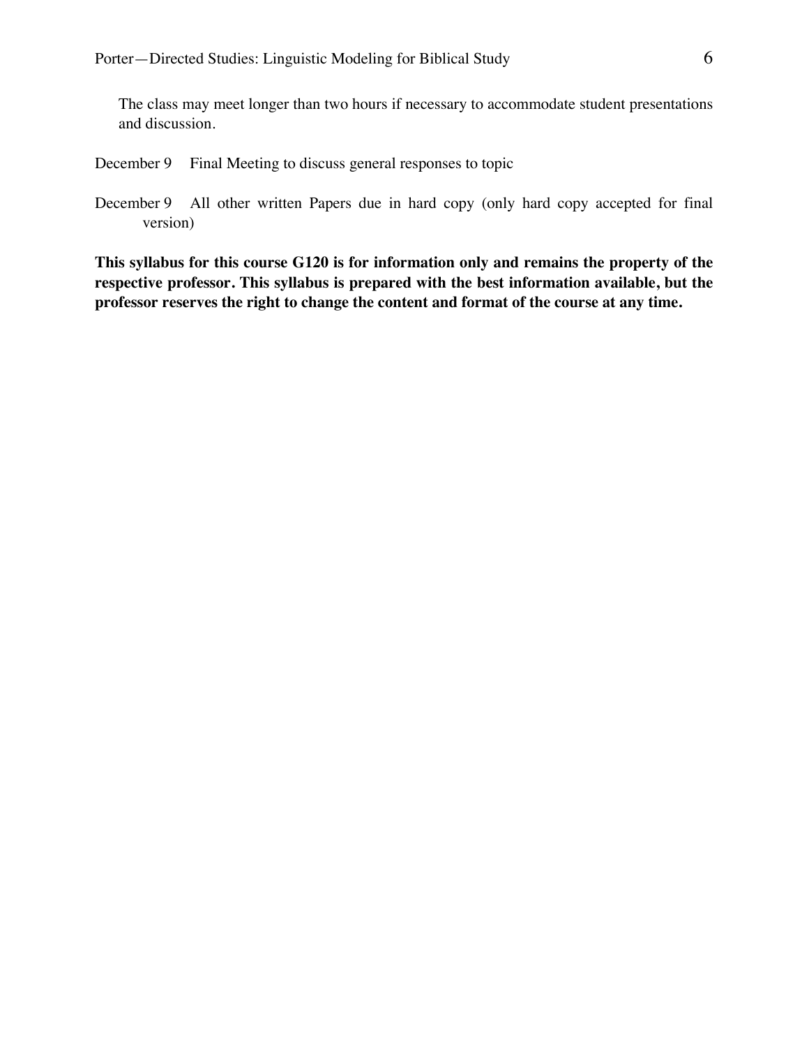The class may meet longer than two hours if necessary to accommodate student presentations and discussion.

December 9 Final Meeting to discuss general responses to topic

December 9 All other written Papers due in hard copy (only hard copy accepted for final version)

**This syllabus for this course G120 is for information only and remains the property of the respective professor. This syllabus is prepared with the best information available, but the professor reserves the right to change the content and format of the course at any time.**